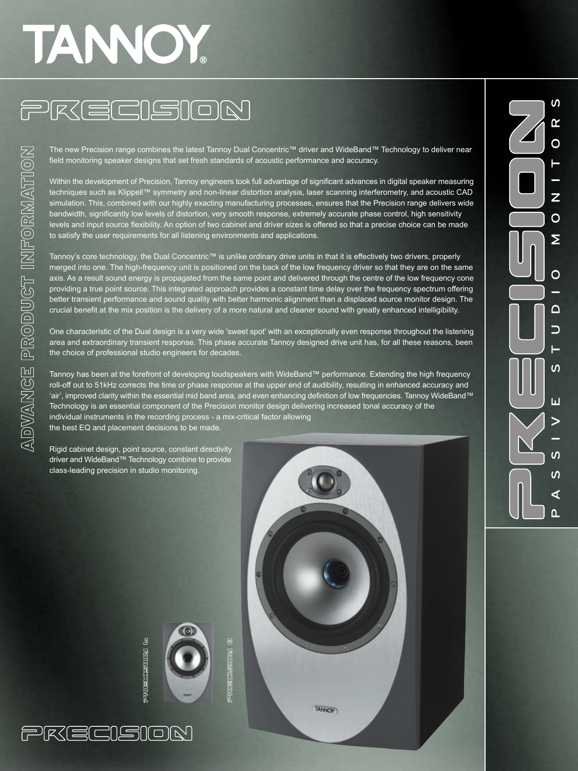# TANNOY®

## PRECISION

**ADVANCE PRODUCT INFORMATION**

**PRECISION — PASSIVE STUDIO MONITORS**

The new Precision range combines the latest Tannoy Dual Concentric™ driver and WideBand™ Technology to deliver near field monitoring speaker designs that set fresh standards of acoustic performance and accuracy.

Within the development of Precision, Tannoy engineers took full advantage of significant advances in digital speaker measuring techniques such as Klippell™ symmetry and non-linear distortion analysis, laser scanning interferometry, and acoustic CAD simulation. This, combined with our highly exacting manufacturing processes, ensures that the Precision range delivers wide bandwidth, significantly low levels of distortion, very smooth response, extremely accurate phase control, high sensitivity levels and input source flexibility. An option of two cabinet and driver sizes is offered so that a precise choice can be made to satisfy the user requirements for all listening environments and applications.

Tannoy's core technology, the Dual Concentric™ is unlike ordinary drive units in that it is effectively two drivers, properly merged into one. The high-frequency unit is positioned on the back of the low frequency driver so that they are on the same axis. As a result sound energy is propagated from the same point and delivered through the centre of the low frequency cone providing a true point source. This integrated approach provides a constant time delay over the frequency spectrum offering better transient performance and sound quality with better harmonic alignment than a displaced source monitor design. The crucial benefit at the mix position is the delivery of a more natural and cleaner sound with greatly enhanced intelligibility.

One characteristic of the Dual design is a very wide 'sweet spot' with an exceptionally even response throughout the listening area and extraordinary transient response. This phase accurate Tannoy designed drive unit has, for all these reasons, been the choice of professional studio engineers for decades.

Tannoy has been at the forefront of developing loudspeakers with WideBand™ performance. Extending the high frequency roll-off out to 51kHz corrects the time or phase response at the upper end of audibility, resulting in enhanced accuracy and 'air', improved clarity within the essential mid band area, and even enhancing definition of low frequencies. Tannoy WideBand™ Technology is an essential component of the Precision monitor design delivering increased tonal accuracy of the individual instruments in the recording process - a mix-critical factor allowing the best EQ and placement decisions to be made.

Rigid cabinet design, point source, constant directivity driver and WideBand™ Technology combine to provide class-leading precision in studio monitoring.

PRECISION 6

PRECISION 8

PRECISION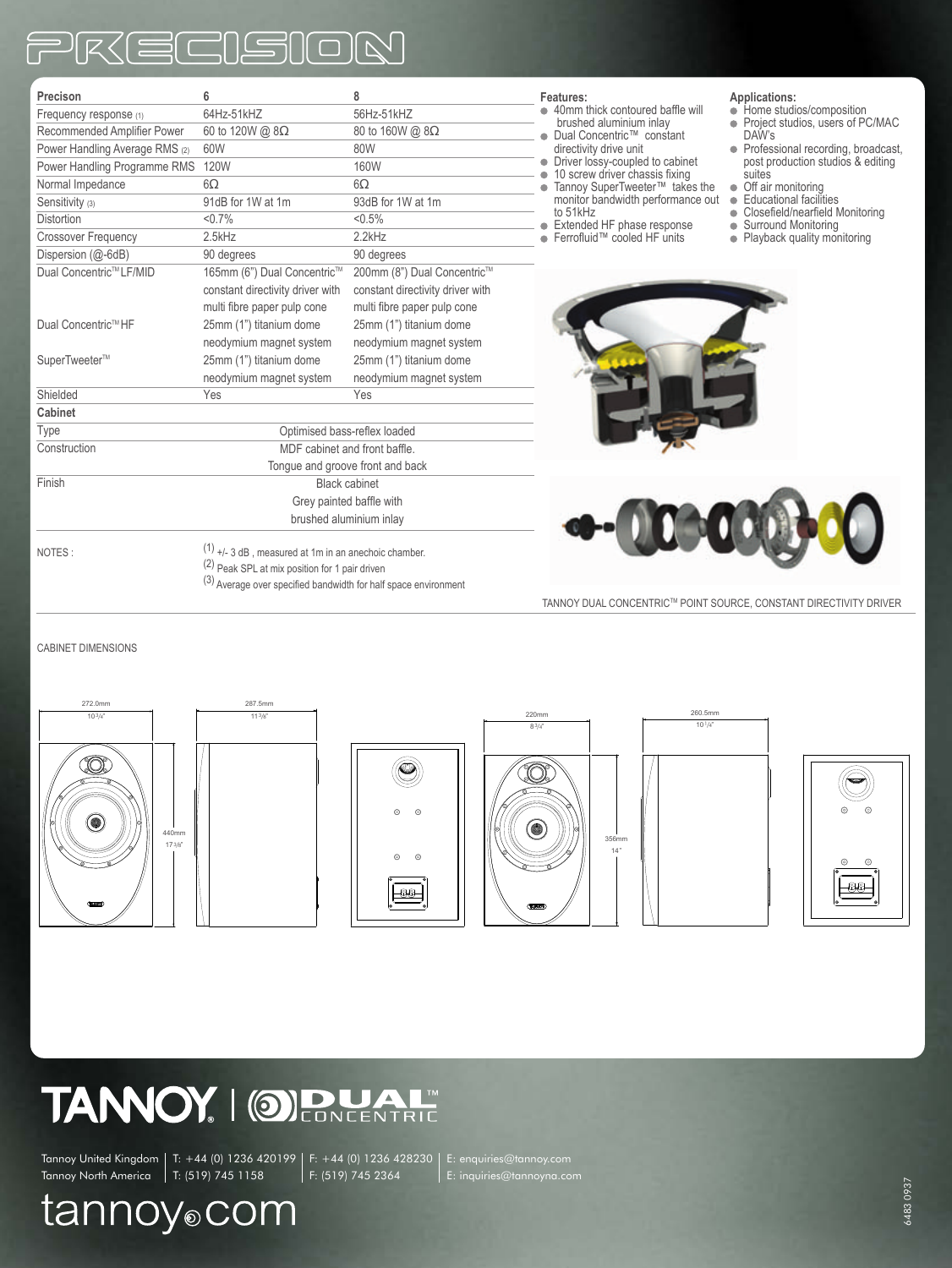# PRECISION

| Precison | 6 | 8 |
|---|---|---|
| Frequency response (1) | 64Hz-51kHZ | 56Hz-51kHZ |
| Recommended Amplifier Power | 60 to 120W @ 8Ω | 80 to 160W @ 8Ω |
| Power Handling Average RMS (2) | 60W | 80W |
| Power Handling Programme RMS | 120W | 160W |
| Normal Impedance | 6Ω | 6Ω |
| Sensitivity (3) | 91dB for 1W at 1m | 93dB for 1W at 1m |
| Distortion | <0.7% | <0.5% |
| Crossover Frequency | 2.5kHz | 2.2kHz |
| Dispersion (@-6dB) | 90 degrees | 90 degrees |
| Dual Concentric™ LF/MID | 165mm (6") Dual Concentric™ constant directivity driver with multi fibre paper pulp cone | 200mm (8") Dual Concentric™ constant directivity driver with multi fibre paper pulp cone |
| Dual Concentric™ HF | 25mm (1") titanium dome neodymium magnet system | 25mm (1") titanium dome neodymium magnet system |
| SuperTweeter™ | 25mm (1") titanium dome neodymium magnet system | 25mm (1") titanium dome neodymium magnet system |
| Shielded | Yes | Yes |
| **Cabinet** | | |
| Type | Optimised bass-reflex loaded | |
| Construction | MDF cabinet and front baffle. Tongue and groove front and back | |
| Finish | Black cabinet. Grey painted baffle with brushed aluminium inlay | |

NOTES :

(1) +/- 3 dB , measured at 1m in an anechoic chamber.
(2) Peak SPL at mix position for 1 pair driven
(3) Average over specified bandwidth for half space environment

**Features:**

- 40mm thick contoured baffle will brushed aluminium inlay
- Dual Concentric™ constant directivity drive unit
- Driver lossy-coupled to cabinet
- 10 screw driver chassis fixing
- Tannoy SuperTweeter™ takes the monitor bandwidth performance out to 51kHz
- Extended HF phase response
- Ferrofluid™ cooled HF units

**Applications:**

- Home studios/composition
- Project studios, users of PC/MAC DAW's
- Professional recording, broadcast, post production studios & editing suites
- Off air monitoring
- Educational facilities
- Closefield/nearfield Monitoring
- Surround Monitoring
- Playback quality monitoring

TANNOY DUAL CONCENTRIC™ POINT SOURCE, CONSTANT DIRECTIVITY DRIVER

CABINET DIMENSIONS

272.0mm
10 3/4"

287.5mm
11 3/8"

440mm
17 3/8"

220mm
8 3/4"

260.5mm
10 1/4"

356mm
14"

TANNOY | DUAL CONCENTRIC™

Tannoy United Kingdom | T: +44 (0) 1236 420199 | F: +44 (0) 1236 428230 | E: enquiries@tannoy.com
Tannoy North America | T: (519) 745 1158 | F: (519) 745 2364 | E: inquiries@tannoyna.com

tannoy.com

6483 0937